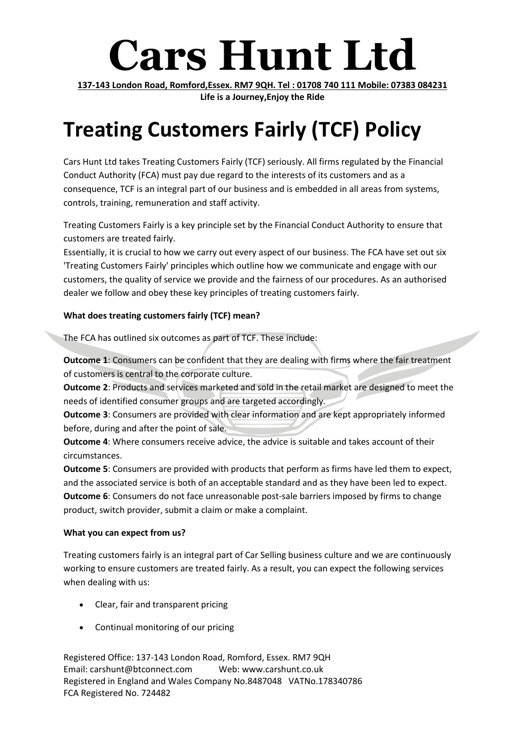# Cars Hunt Ltd

**137-143 London Road, Romford,Essex. RM7 9QH. Tel : 01708 740 111 Mobile: 07383 084231**
**Life is a Journey,Enjoy the Ride**

# Treating Customers Fairly (TCF) Policy

Cars Hunt Ltd takes Treating Customers Fairly (TCF) seriously. All firms regulated by the Financial Conduct Authority (FCA) must pay due regard to the interests of its customers and as a consequence, TCF is an integral part of our business and is embedded in all areas from systems, controls, training, remuneration and staff activity.

Treating Customers Fairly is a key principle set by the Financial Conduct Authority to ensure that customers are treated fairly.
Essentially, it is crucial to how we carry out every aspect of our business. The FCA have set out six 'Treating Customers Fairly' principles which outline how we communicate and engage with our customers, the quality of service we provide and the fairness of our procedures. As an authorised dealer we follow and obey these key principles of treating customers fairly.

**What does treating customers fairly (TCF) mean?**

The FCA has outlined six outcomes as part of TCF. These include:

**Outcome 1**: Consumers can be confident that they are dealing with firms where the fair treatment of customers is central to the corporate culture.
**Outcome 2**: Products and services marketed and sold in the retail market are designed to meet the needs of identified consumer groups and are targeted accordingly.
**Outcome 3**: Consumers are provided with clear information and are kept appropriately informed before, during and after the point of sale.
**Outcome 4**: Where consumers receive advice, the advice is suitable and takes account of their circumstances.
**Outcome 5**: Consumers are provided with products that perform as firms have led them to expect, and the associated service is both of an acceptable standard and as they have been led to expect.
**Outcome 6**: Consumers do not face unreasonable post-sale barriers imposed by firms to change product, switch provider, submit a claim or make a complaint.

**What you can expect from us?**

Treating customers fairly is an integral part of Car Selling business culture and we are continuously working to ensure customers are treated fairly. As a result, you can expect the following services when dealing with us:

- Clear, fair and transparent pricing
- Continual monitoring of our pricing

Registered Office: 137-143 London Road, Romford, Essex. RM7 9QH
Email: carshunt@btconnect.com Web: www.carshunt.co.uk
Registered in England and Wales Company No.8487048 VATNo.178340786
FCA Registered No. 724482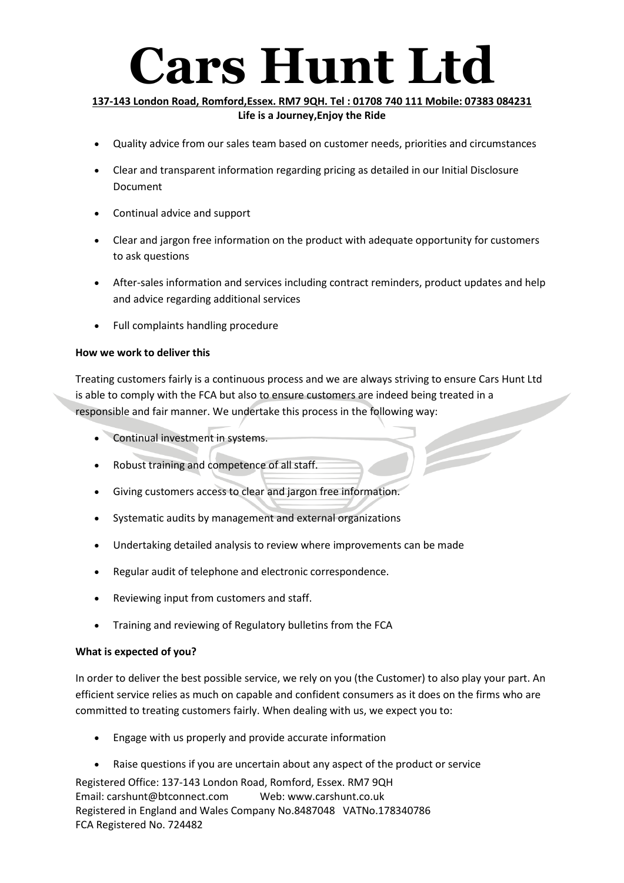- Quality advice from our sales team based on customer needs, priorities and circumstances
- Clear and transparent information regarding pricing as detailed in our Initial Disclosure Document
- Continual advice and support
- Clear and jargon free information on the product with adequate opportunity for customers to ask questions
- After-sales information and services including contract reminders, product updates and help and advice regarding additional services
- Full complaints handling procedure

**How we work to deliver this**

Treating customers fairly is a continuous process and we are always striving to ensure Cars Hunt Ltd is able to comply with the FCA but also to ensure customers are indeed being treated in a responsible and fair manner. We undertake this process in the following way:

- Continual investment in systems.
- Robust training and competence of all staff.
- Giving customers access to clear and jargon free information.
- Systematic audits by management and external organizations
- Undertaking detailed analysis to review where improvements can be made
- Regular audit of telephone and electronic correspondence.
- Reviewing input from customers and staff.
- Training and reviewing of Regulatory bulletins from the FCA

**What is expected of you?**

In order to deliver the best possible service, we rely on you (the Customer) to also play your part. An efficient service relies as much on capable and confident consumers as it does on the firms who are committed to treating customers fairly. When dealing with us, we expect you to:

- Engage with us properly and provide accurate information
- Raise questions if you are uncertain about any aspect of the product or service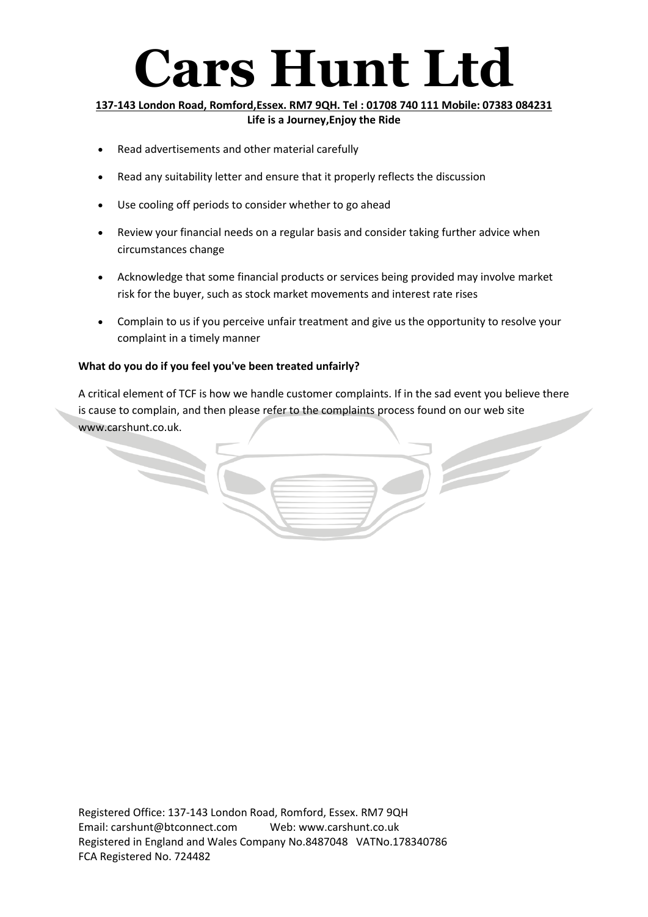- Read advertisements and other material carefully
- Read any suitability letter and ensure that it properly reflects the discussion
- Use cooling off periods to consider whether to go ahead
- Review your financial needs on a regular basis and consider taking further advice when circumstances change
- Acknowledge that some financial products or services being provided may involve market risk for the buyer, such as stock market movements and interest rate rises
- Complain to us if you perceive unfair treatment and give us the opportunity to resolve your complaint in a timely manner

**What do you do if you feel you've been treated unfairly?**

A critical element of TCF is how we handle customer complaints. If in the sad event you believe there is cause to complain, and then please refer to the complaints process found on our web site www.carshunt.co.uk.